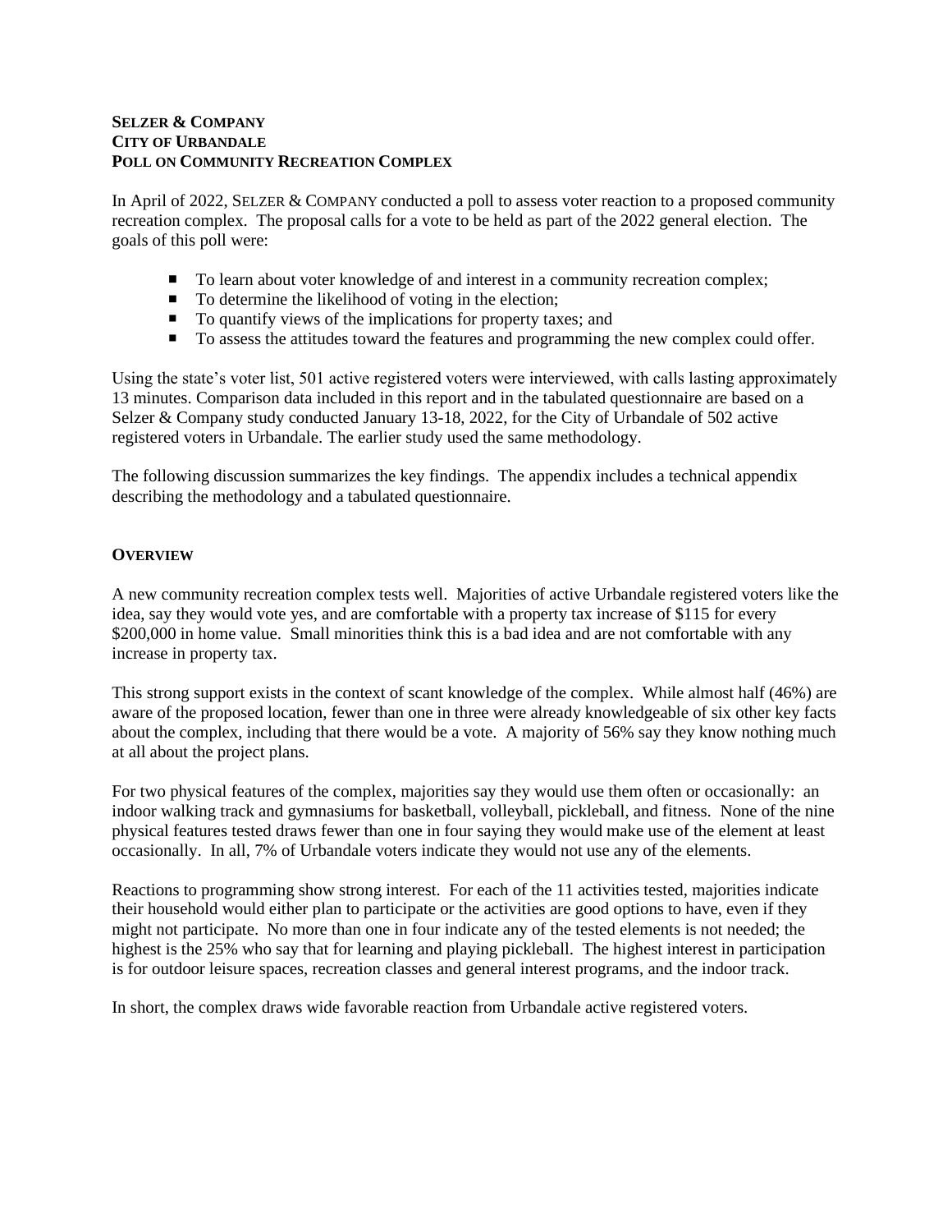**SELZER & COMPANY**
**CITY OF URBANDALE**
**POLL ON COMMUNITY RECREATION COMPLEX**

In April of 2022, SELZER & COMPANY conducted a poll to assess voter reaction to a proposed community recreation complex. The proposal calls for a vote to be held as part of the 2022 general election. The goals of this poll were:

- To learn about voter knowledge of and interest in a community recreation complex;
- To determine the likelihood of voting in the election;
- To quantify views of the implications for property taxes; and
- To assess the attitudes toward the features and programming the new complex could offer.

Using the state's voter list, 501 active registered voters were interviewed, with calls lasting approximately 13 minutes. Comparison data included in this report and in the tabulated questionnaire are based on a Selzer & Company study conducted January 13-18, 2022, for the City of Urbandale of 502 active registered voters in Urbandale. The earlier study used the same methodology.

The following discussion summarizes the key findings. The appendix includes a technical appendix describing the methodology and a tabulated questionnaire.

## OVERVIEW

A new community recreation complex tests well. Majorities of active Urbandale registered voters like the idea, say they would vote yes, and are comfortable with a property tax increase of $115 for every $200,000 in home value. Small minorities think this is a bad idea and are not comfortable with any increase in property tax.

This strong support exists in the context of scant knowledge of the complex. While almost half (46%) are aware of the proposed location, fewer than one in three were already knowledgeable of six other key facts about the complex, including that there would be a vote. A majority of 56% say they know nothing much at all about the project plans.

For two physical features of the complex, majorities say they would use them often or occasionally: an indoor walking track and gymnasiums for basketball, volleyball, pickleball, and fitness. None of the nine physical features tested draws fewer than one in four saying they would make use of the element at least occasionally. In all, 7% of Urbandale voters indicate they would not use any of the elements.

Reactions to programming show strong interest. For each of the 11 activities tested, majorities indicate their household would either plan to participate or the activities are good options to have, even if they might not participate. No more than one in four indicate any of the tested elements is not needed; the highest is the 25% who say that for learning and playing pickleball. The highest interest in participation is for outdoor leisure spaces, recreation classes and general interest programs, and the indoor track.

In short, the complex draws wide favorable reaction from Urbandale active registered voters.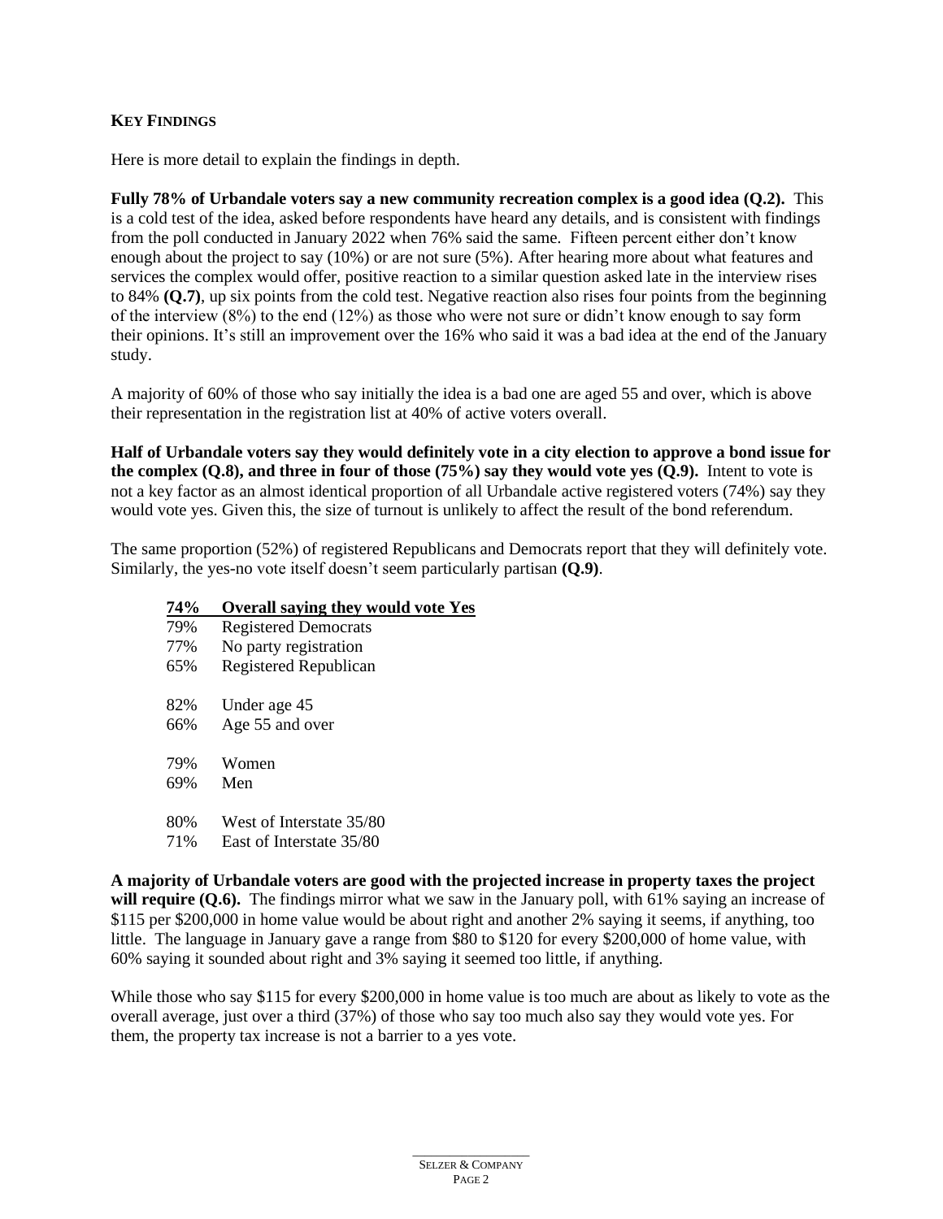## KEY FINDINGS

Here is more detail to explain the findings in depth.

**Fully 78% of Urbandale voters say a new community recreation complex is a good idea (Q.2).** This is a cold test of the idea, asked before respondents have heard any details, and is consistent with findings from the poll conducted in January 2022 when 76% said the same. Fifteen percent either don't know enough about the project to say (10%) or are not sure (5%). After hearing more about what features and services the complex would offer, positive reaction to a similar question asked late in the interview rises to 84% **(Q.7)**, up six points from the cold test. Negative reaction also rises four points from the beginning of the interview (8%) to the end (12%) as those who were not sure or didn't know enough to say form their opinions. It's still an improvement over the 16% who said it was a bad idea at the end of the January study.

A majority of 60% of those who say initially the idea is a bad one are aged 55 and over, which is above their representation in the registration list at 40% of active voters overall.

**Half of Urbandale voters say they would definitely vote in a city election to approve a bond issue for the complex (Q.8), and three in four of those (75%) say they would vote yes (Q.9).** Intent to vote is not a key factor as an almost identical proportion of all Urbandale active registered voters (74%) say they would vote yes. Given this, the size of turnout is unlikely to affect the result of the bond referendum.

The same proportion (52%) of registered Republicans and Democrats report that they will definitely vote. Similarly, the yes-no vote itself doesn't seem particularly partisan **(Q.9)**.

| 74% | Overall saying they would vote Yes |
|---|---|
| 79% | Registered Democrats |
| 77% | No party registration |
| 65% | Registered Republican |
| | |
| 82% | Under age 45 |
| 66% | Age 55 and over |
| | |
| 79% | Women |
| 69% | Men |
| | |
| 80% | West of Interstate 35/80 |
| 71% | East of Interstate 35/80 |

**A majority of Urbandale voters are good with the projected increase in property taxes the project will require (Q.6).** The findings mirror what we saw in the January poll, with 61% saying an increase of \$115 per \$200,000 in home value would be about right and another 2% saying it seems, if anything, too little. The language in January gave a range from \$80 to \$120 for every \$200,000 of home value, with 60% saying it sounded about right and 3% saying it seemed too little, if anything.

While those who say \$115 for every \$200,000 in home value is too much are about as likely to vote as the overall average, just over a third (37%) of those who say too much also say they would vote yes. For them, the property tax increase is not a barrier to a yes vote.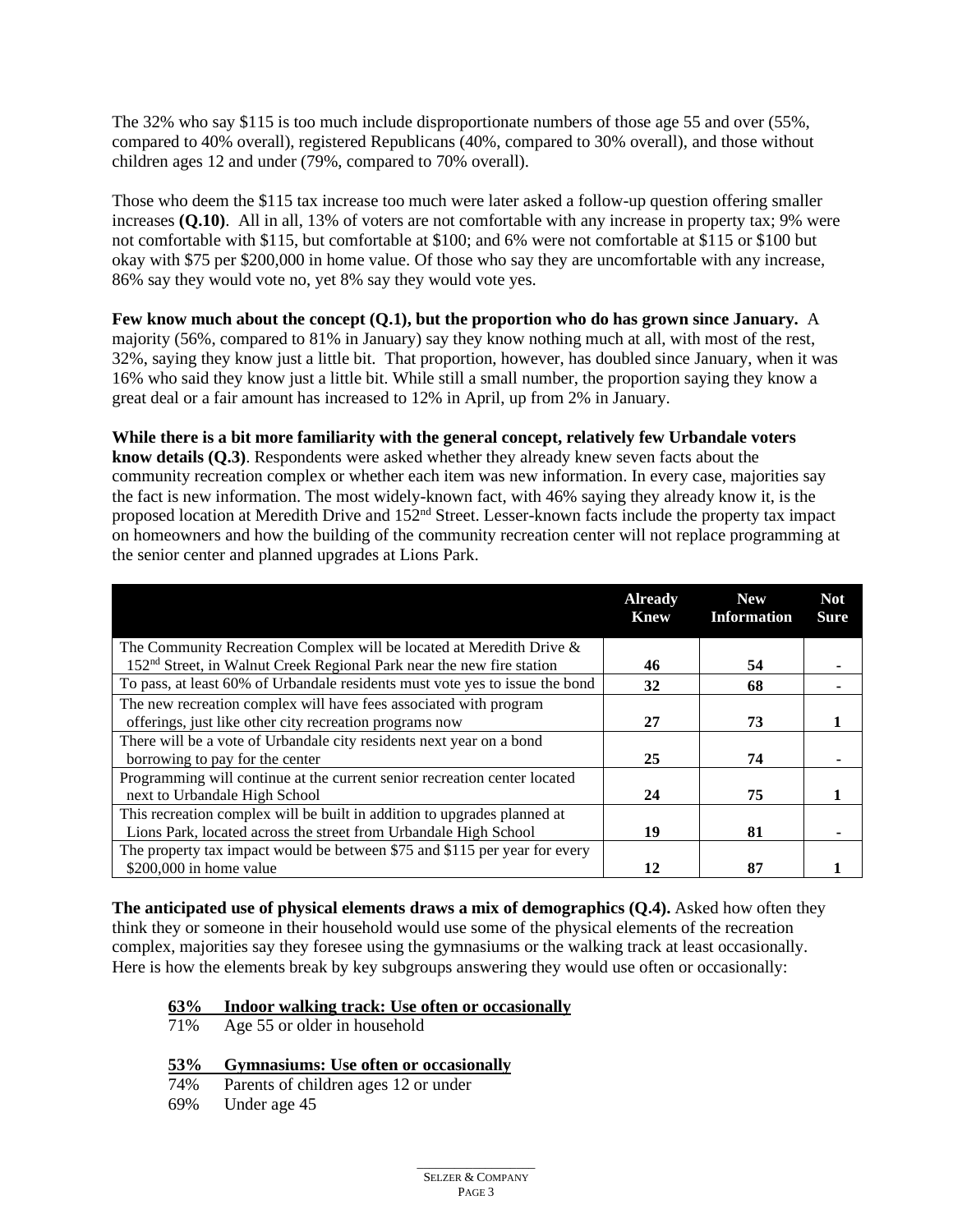The 32% who say $115 is too much include disproportionate numbers of those age 55 and over (55%, compared to 40% overall), registered Republicans (40%, compared to 30% overall), and those without children ages 12 and under (79%, compared to 70% overall).

Those who deem the $115 tax increase too much were later asked a follow-up question offering smaller increases **(Q.10)**. All in all, 13% of voters are not comfortable with any increase in property tax; 9% were not comfortable with $115, but comfortable at $100; and 6% were not comfortable at $115 or $100 but okay with $75 per $200,000 in home value. Of those who say they are uncomfortable with any increase, 86% say they would vote no, yet 8% say they would vote yes.

**Few know much about the concept (Q.1), but the proportion who do has grown since January.** A majority (56%, compared to 81% in January) say they know nothing much at all, with most of the rest, 32%, saying they know just a little bit. That proportion, however, has doubled since January, when it was 16% who said they know just a little bit. While still a small number, the proportion saying they know a great deal or a fair amount has increased to 12% in April, up from 2% in January.

**While there is a bit more familiarity with the general concept, relatively few Urbandale voters know details (Q.3)**. Respondents were asked whether they already knew seven facts about the community recreation complex or whether each item was new information. In every case, majorities say the fact is new information. The most widely-known fact, with 46% saying they already know it, is the proposed location at Meredith Drive and 152nd Street. Lesser-known facts include the property tax impact on homeowners and how the building of the community recreation center will not replace programming at the senior center and planned upgrades at Lions Park.

| | Already Knew | New Information | Not Sure |
|---|---|---|---|
| The Community Recreation Complex will be located at Meredith Drive & 152nd Street, in Walnut Creek Regional Park near the new fire station | **46** | **54** | **-** |
| To pass, at least 60% of Urbandale residents must vote yes to issue the bond | **32** | **68** | **-** |
| The new recreation complex will have fees associated with program offerings, just like other city recreation programs now | **27** | **73** | **1** |
| There will be a vote of Urbandale city residents next year on a bond borrowing to pay for the center | **25** | **74** | **-** |
| Programming will continue at the current senior recreation center located next to Urbandale High School | **24** | **75** | **1** |
| This recreation complex will be built in addition to upgrades planned at Lions Park, located across the street from Urbandale High School | **19** | **81** | **-** |
| The property tax impact would be between $75 and $115 per year for every $200,000 in home value | **12** | **87** | **1** |

**The anticipated use of physical elements draws a mix of demographics (Q.4).** Asked how often they think they or someone in their household would use some of the physical elements of the recreation complex, majorities say they foresee using the gymnasiums or the walking track at least occasionally. Here is how the elements break by key subgroups answering they would use often or occasionally:

**63% Indoor walking track: Use often or occasionally**
71% Age 55 or older in household

**53% Gymnasiums: Use often or occasionally**
74% Parents of children ages 12 or under
69% Under age 45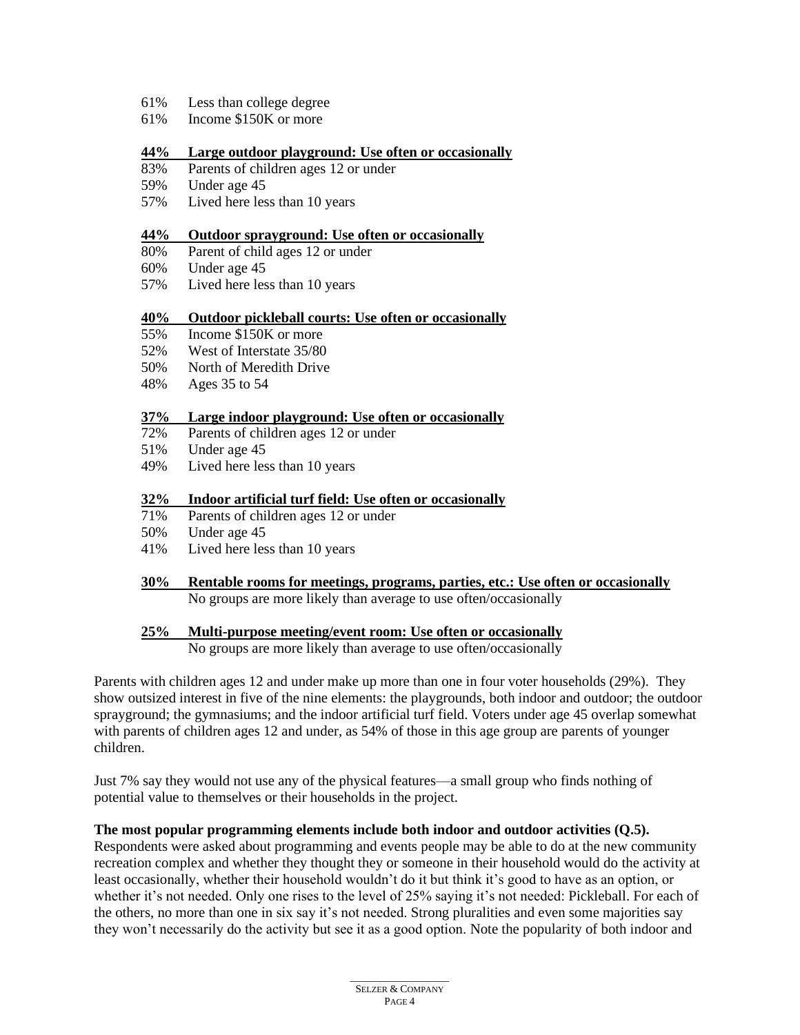61%  Less than college degree
61%  Income $150K or more

**<u>44%  Large outdoor playground: Use often or occasionally</u>**
83%  Parents of children ages 12 or under
59%  Under age 45
57%  Lived here less than 10 years

**<u>44%  Outdoor sprayground: Use often or occasionally</u>**
80%  Parent of child ages 12 or under
60%  Under age 45
57%  Lived here less than 10 years

**<u>40%  Outdoor pickleball courts: Use often or occasionally</u>**
55%  Income $150K or more
52%  West of Interstate 35/80
50%  North of Meredith Drive
48%  Ages 35 to 54

**<u>37%  Large indoor playground: Use often or occasionally</u>**
72%  Parents of children ages 12 or under
51%  Under age 45
49%  Lived here less than 10 years

**<u>32%  Indoor artificial turf field: Use often or occasionally</u>**
71%  Parents of children ages 12 or under
50%  Under age 45
41%  Lived here less than 10 years

**<u>30%  Rentable rooms for meetings, programs, parties, etc.: Use often or occasionally</u>**
No groups are more likely than average to use often/occasionally

**<u>25%  Multi-purpose meeting/event room: Use often or occasionally</u>**
No groups are more likely than average to use often/occasionally

Parents with children ages 12 and under make up more than one in four voter households (29%). They show outsized interest in five of the nine elements: the playgrounds, both indoor and outdoor; the outdoor sprayground; the gymnasiums; and the indoor artificial turf field. Voters under age 45 overlap somewhat with parents of children ages 12 and under, as 54% of those in this age group are parents of younger children.

Just 7% say they would not use any of the physical features—a small group who finds nothing of potential value to themselves or their households in the project.

**The most popular programming elements include both indoor and outdoor activities (Q.5).**
Respondents were asked about programming and events people may be able to do at the new community recreation complex and whether they thought they or someone in their household would do the activity at least occasionally, whether their household wouldn't do it but think it's good to have as an option, or whether it's not needed. Only one rises to the level of 25% saying it's not needed: Pickleball. For each of the others, no more than one in six say it's not needed. Strong pluralities and even some majorities say they won't necessarily do the activity but see it as a good option. Note the popularity of both indoor and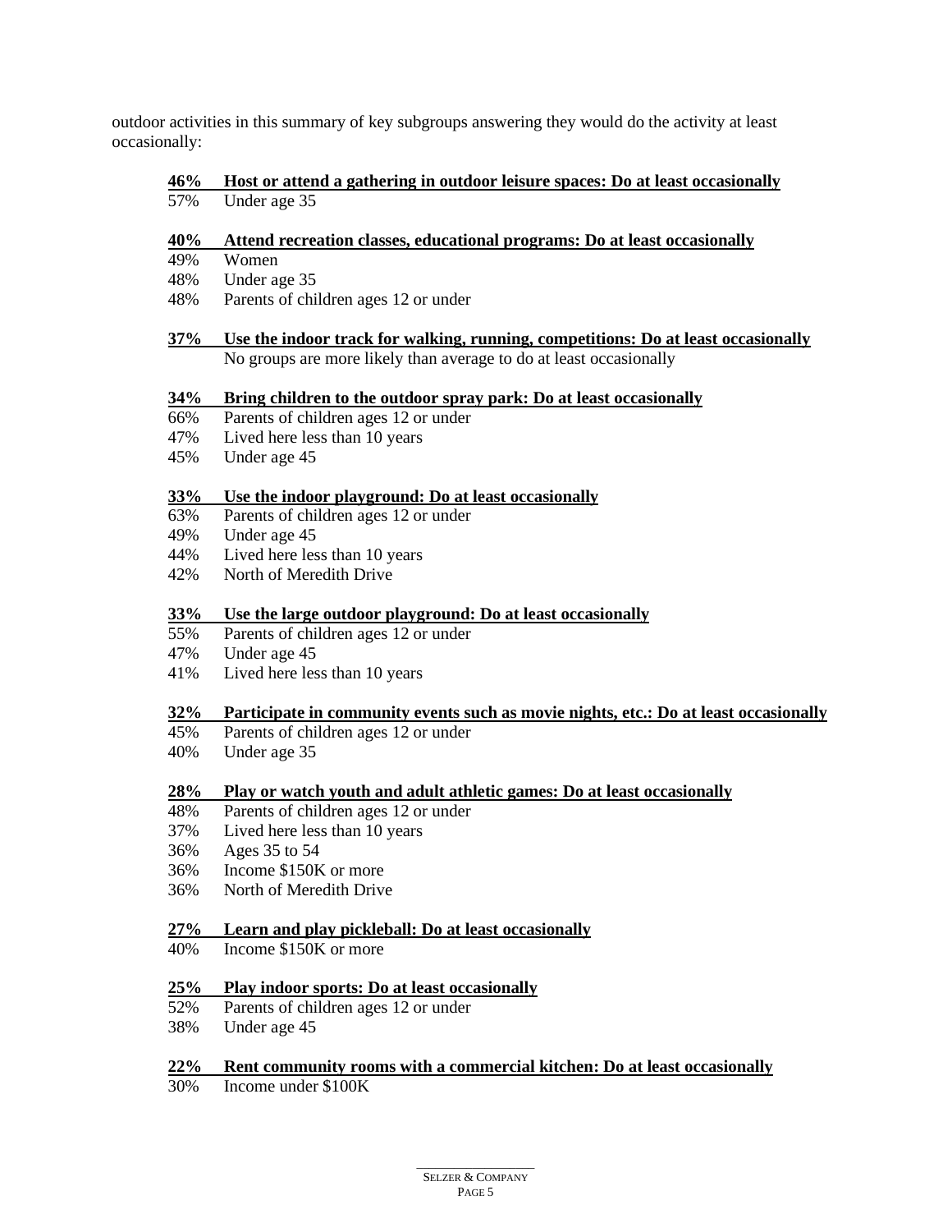outdoor activities in this summary of key subgroups answering they would do the activity at least occasionally:

**46% Host or attend a gathering in outdoor leisure spaces: Do at least occasionally**

57% Under age 35

**40% Attend recreation classes, educational programs: Do at least occasionally**

49% Women
48% Under age 35
48% Parents of children ages 12 or under

**37% Use the indoor track for walking, running, competitions: Do at least occasionally**

No groups are more likely than average to do at least occasionally

**34% Bring children to the outdoor spray park: Do at least occasionally**

66% Parents of children ages 12 or under
47% Lived here less than 10 years
45% Under age 45

**33% Use the indoor playground: Do at least occasionally**

63% Parents of children ages 12 or under
49% Under age 45
44% Lived here less than 10 years
42% North of Meredith Drive

**33% Use the large outdoor playground: Do at least occasionally**

55% Parents of children ages 12 or under
47% Under age 45
41% Lived here less than 10 years

**32% Participate in community events such as movie nights, etc.: Do at least occasionally**

45% Parents of children ages 12 or under
40% Under age 35

**28% Play or watch youth and adult athletic games: Do at least occasionally**

48% Parents of children ages 12 or under
37% Lived here less than 10 years
36% Ages 35 to 54
36% Income $150K or more
36% North of Meredith Drive

**27% Learn and play pickleball: Do at least occasionally**

40% Income $150K or more

**25% Play indoor sports: Do at least occasionally**

52% Parents of children ages 12 or under
38% Under age 45

**22% Rent community rooms with a commercial kitchen: Do at least occasionally**

30% Income under $100K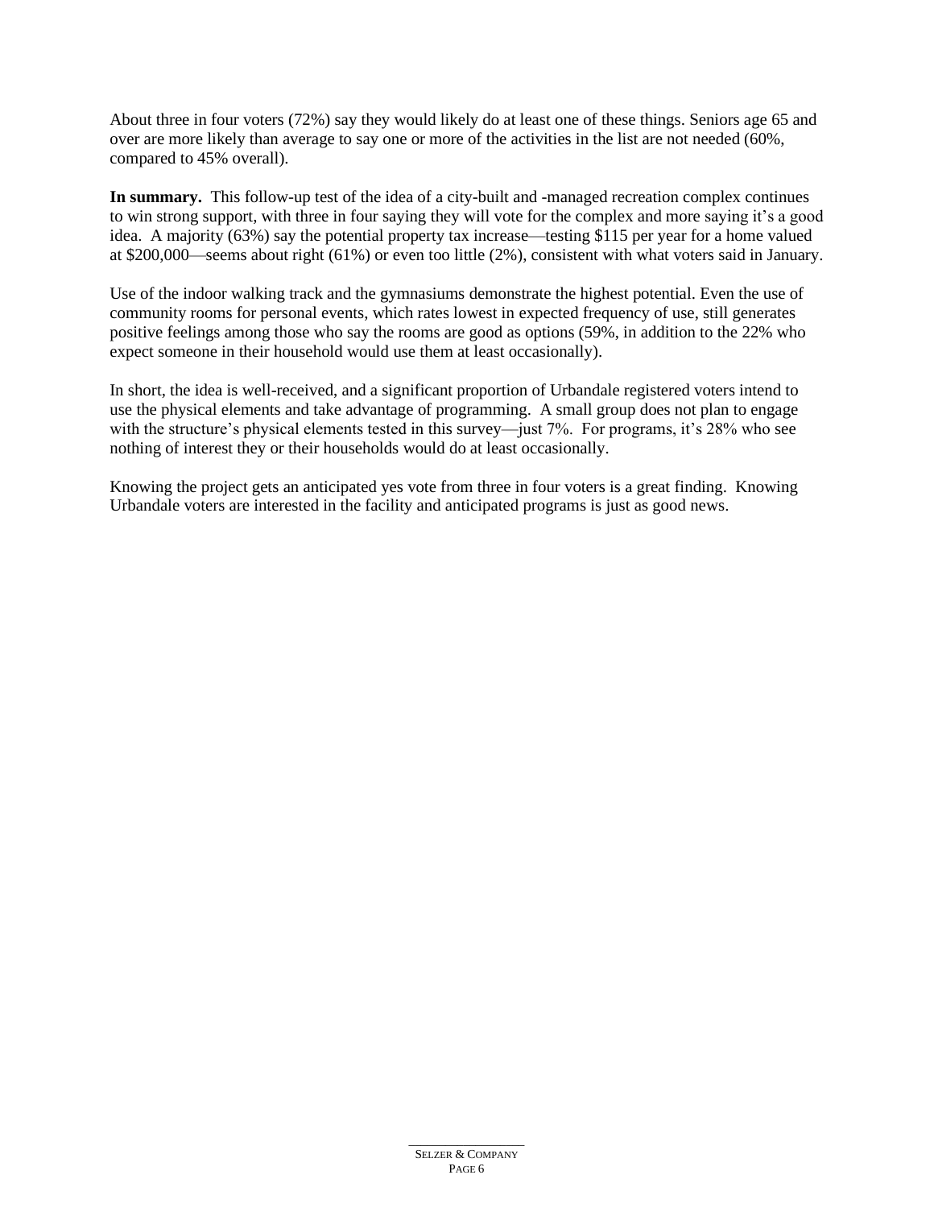About three in four voters (72%) say they would likely do at least one of these things. Seniors age 65 and over are more likely than average to say one or more of the activities in the list are not needed (60%, compared to 45% overall).

**In summary.** This follow-up test of the idea of a city-built and -managed recreation complex continues to win strong support, with three in four saying they will vote for the complex and more saying it's a good idea. A majority (63%) say the potential property tax increase—testing $115 per year for a home valued at $200,000—seems about right (61%) or even too little (2%), consistent with what voters said in January.

Use of the indoor walking track and the gymnasiums demonstrate the highest potential. Even the use of community rooms for personal events, which rates lowest in expected frequency of use, still generates positive feelings among those who say the rooms are good as options (59%, in addition to the 22% who expect someone in their household would use them at least occasionally).

In short, the idea is well-received, and a significant proportion of Urbandale registered voters intend to use the physical elements and take advantage of programming. A small group does not plan to engage with the structure's physical elements tested in this survey—just 7%. For programs, it's 28% who see nothing of interest they or their households would do at least occasionally.

Knowing the project gets an anticipated yes vote from three in four voters is a great finding. Knowing Urbandale voters are interested in the facility and anticipated programs is just as good news.